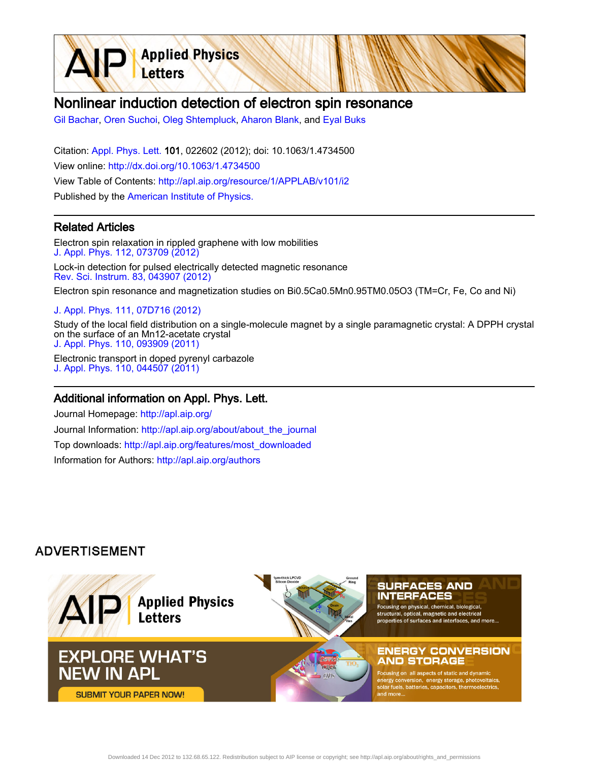# Nonlinear induction detection of electron spin resonance

Gil Bachar, Oren Suchoi, Oleg Shtempluck, Aharon Blank, and Eyal Buks

Citation: Appl. Phys. Lett. **101**, 022602 (2012); doi: 10.1063/1.4734500

View online: http://dx.doi.org/10.1063/1.4734500

View Table of Contents: http://apl.aip.org/resource/1/APPLAB/v101/i2

Published by the American Institute of Physics.

## Related Articles

Electron spin relaxation in rippled graphene with low mobilities
J. Appl. Phys. 112, 073709 (2012)

Lock-in detection for pulsed electrically detected magnetic resonance
Rev. Sci. Instrum. 83, 043907 (2012)

Electron spin resonance and magnetization studies on Bi0.5Ca0.5Mn0.95TM0.05O3 (TM=Cr, Fe, Co and Ni)
J. Appl. Phys. 111, 07D716 (2012)

Study of the local field distribution on a single-molecule magnet by a single paramagnetic crystal: A DPPH crystal on the surface of an Mn12-acetate crystal
J. Appl. Phys. 110, 093909 (2011)

Electronic transport in doped pyrenyl carbazole
J. Appl. Phys. 110, 044507 (2011)

## Additional information on Appl. Phys. Lett.

Journal Homepage: http://apl.aip.org/

Journal Information: http://apl.aip.org/about/about_the_journal

Top downloads: http://apl.aip.org/features/most_downloaded

Information for Authors: http://apl.aip.org/authors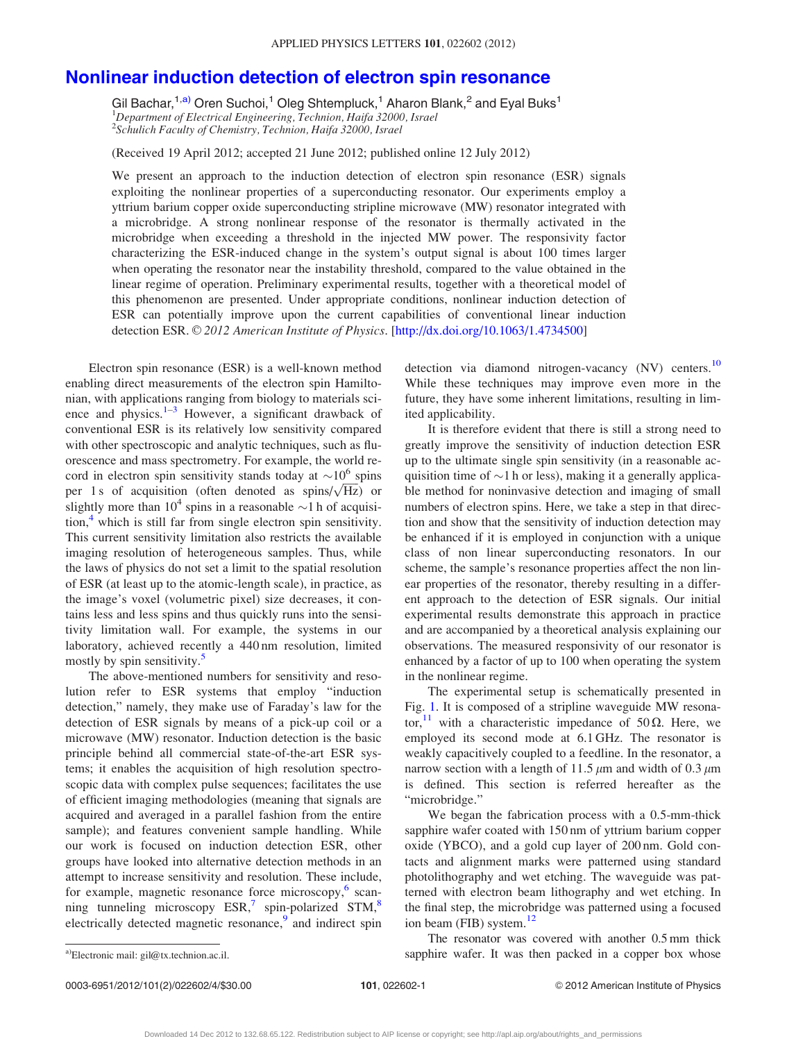# Nonlinear induction detection of electron spin resonance

Gil Bachar,[1,a)] Oren Suchoi,[1] Oleg Shtempluck,[1] Aharon Blank,[2] and Eyal Buks[1]

[1]*Department of Electrical Engineering, Technion, Haifa 32000, Israel*
[2]*Schulich Faculty of Chemistry, Technion, Haifa 32000, Israel*

(Received 19 April 2012; accepted 21 June 2012; published online 12 July 2012)

We present an approach to the induction detection of electron spin resonance (ESR) signals exploiting the nonlinear properties of a superconducting resonator. Our experiments employ a yttrium barium copper oxide superconducting stripline microwave (MW) resonator integrated with a microbridge. A strong nonlinear response of the resonator is thermally activated in the microbridge when exceeding a threshold in the injected MW power. The responsivity factor characterizing the ESR-induced change in the system's output signal is about 100 times larger when operating the resonator near the instability threshold, compared to the value obtained in the linear regime of operation. Preliminary experimental results, together with a theoretical model of this phenomenon are presented. Under appropriate conditions, nonlinear induction detection of ESR can potentially improve upon the current capabilities of conventional linear induction detection ESR. © *2012 American Institute of Physics*. [http://dx.doi.org/10.1063/1.4734500]

Electron spin resonance (ESR) is a well-known method enabling direct measurements of the electron spin Hamiltonian, with applications ranging from biology to materials science and physics.[1–3] However, a significant drawback of conventional ESR is its relatively low sensitivity compared with other spectroscopic and analytic techniques, such as fluorescence and mass spectrometry. For example, the world record in electron spin sensitivity stands today at $\sim 10^6$ spins per 1 s of acquisition (often denoted as spins/$\sqrt{\text{Hz}}$) or slightly more than $10^4$ spins in a reasonable $\sim$1 h of acquisition,[4] which is still far from single electron spin sensitivity. This current sensitivity limitation also restricts the available imaging resolution of heterogeneous samples. Thus, while the laws of physics do not set a limit to the spatial resolution of ESR (at least up to the atomic-length scale), in practice, as the image's voxel (volumetric pixel) size decreases, it contains less and less spins and thus quickly runs into the sensitivity limitation wall. For example, the systems in our laboratory, achieved recently a 440 nm resolution, limited mostly by spin sensitivity.[5]

The above-mentioned numbers for sensitivity and resolution refer to ESR systems that employ "induction detection," namely, they make use of Faraday's law for the detection of ESR signals by means of a pick-up coil or a microwave (MW) resonator. Induction detection is the basic principle behind all commercial state-of-the-art ESR systems; it enables the acquisition of high resolution spectroscopic data with complex pulse sequences; facilitates the use of efficient imaging methodologies (meaning that signals are acquired and averaged in a parallel fashion from the entire sample); and features convenient sample handling. While our work is focused on induction detection ESR, other groups have looked into alternative detection methods in an attempt to increase sensitivity and resolution. These include, for example, magnetic resonance force microscopy,[6] scanning tunneling microscopy ESR,[7] spin-polarized STM,[8] electrically detected magnetic resonance,[9] and indirect spin detection via diamond nitrogen-vacancy (NV) centers.[10] While these techniques may improve even more in the future, they have some inherent limitations, resulting in limited applicability.

It is therefore evident that there is still a strong need to greatly improve the sensitivity of induction detection ESR up to the ultimate single spin sensitivity (in a reasonable acquisition time of $\sim$1 h or less), making it a generally applicable method for noninvasive detection and imaging of small numbers of electron spins. Here, we take a step in that direction and show that the sensitivity of induction detection may be enhanced if it is employed in conjunction with a unique class of non linear superconducting resonators. In our scheme, the sample's resonance properties affect the non linear properties of the resonator, thereby resulting in a different approach to the detection of ESR signals. Our initial experimental results demonstrate this approach in practice and are accompanied by a theoretical analysis explaining our observations. The measured responsivity of our resonator is enhanced by a factor of up to 100 when operating the system in the nonlinear regime.

The experimental setup is schematically presented in Fig. 1. It is composed of a stripline waveguide MW resonator,[11] with a characteristic impedance of $50\,\Omega$. Here, we employed its second mode at 6.1 GHz. The resonator is weakly capacitively coupled to a feedline. In the resonator, a narrow section with a length of 11.5 $\mu$m and width of 0.3 $\mu$m is defined. This section is referred hereafter as the "microbridge."

We began the fabrication process with a 0.5-mm-thick sapphire wafer coated with 150 nm of yttrium barium copper oxide (YBCO), and a gold cup layer of 200 nm. Gold contacts and alignment marks were patterned using standard photolithography and wet etching. The waveguide was patterned with electron beam lithography and wet etching. In the final step, the microbridge was patterned using a focused ion beam (FIB) system.[12]

The resonator was covered with another 0.5 mm thick sapphire wafer. It was then packed in a copper box whose

[a)]Electronic mail: gil@tx.technion.ac.il.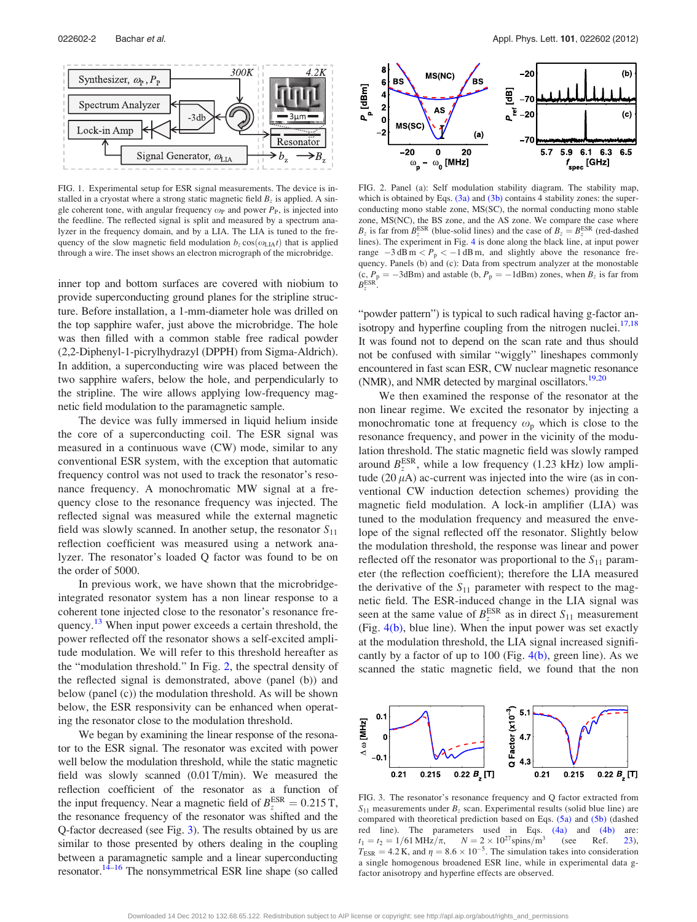FIG. 1. Experimental setup for ESR signal measurements. The device is installed in a cryostat where a strong static magnetic field $B_z$ is applied. A single coherent tone, with angular frequency $\omega_P$ and power $P_P$, is injected into the feedline. The reflected signal is split and measured by a spectrum analyzer in the frequency domain, and by a LIA. The LIA is tuned to the frequency of the slow magnetic field modulation $b_z \cos(\omega_{LIA} t)$ that is applied through a wire. The inset shows an electron micrograph of the microbridge.

inner top and bottom surfaces are covered with niobium to provide superconducting ground planes for the stripline structure. Before installation, a 1-mm-diameter hole was drilled on the top sapphire wafer, just above the microbridge. The hole was then filled with a common stable free radical powder (2,2-Diphenyl-1-picrylhydrazyl (DPPH) from Sigma-Aldrich). In addition, a superconducting wire was placed between the two sapphire wafers, below the hole, and perpendicularly to the stripline. The wire allows applying low-frequency magnetic field modulation to the paramagnetic sample.

The device was fully immersed in liquid helium inside the core of a superconducting coil. The ESR signal was measured in a continuous wave (CW) mode, similar to any conventional ESR system, with the exception that automatic frequency control was not used to track the resonator's resonance frequency. A monochromatic MW signal at a frequency close to the resonance frequency was injected. The reflected signal was measured while the external magnetic field was slowly scanned. In another setup, the resonator $S_{11}$ reflection coefficient was measured using a network analyzer. The resonator's loaded Q factor was found to be on the order of 5000.

In previous work, we have shown that the microbridge-integrated resonator system has a non linear response to a coherent tone injected close to the resonator's resonance frequency.[13] When input power exceeds a certain threshold, the power reflected off the resonator shows a self-excited amplitude modulation. We will refer to this threshold hereafter as the "modulation threshold." In Fig. 2, the spectral density of the reflected signal is demonstrated, above (panel (b)) and below (panel (c)) the modulation threshold. As will be shown below, the ESR responsivity can be enhanced when operating the resonator close to the modulation threshold.

We began by examining the linear response of the resonator to the ESR signal. The resonator was excited with power well below the modulation threshold, while the static magnetic field was slowly scanned (0.01 T/min). We measured the reflection coefficient of the resonator as a function of the input frequency. Near a magnetic field of $B_z^{ESR} = 0.215\,\text{T}$, the resonance frequency of the resonator was shifted and the Q-factor decreased (see Fig. 3). The results obtained by us are similar to those presented by others dealing in the coupling between a paramagnetic sample and a linear superconducting resonator.[14–16] The nonsymmetrical ESR line shape (so called

FIG. 2. Panel (a): Self modulation stability diagram. The stability map, which is obtained by Eqs. (3a) and (3b) contains 4 stability zones: the superconducting mono stable zone, MS(SC), the normal conducting mono stable zone, MS(NC), the BS zone, and the AS zone. We compare the case where $B_z$ is far from $B_z^{ESR}$ (blue-solid lines) and the case of $B_z = B_z^{ESR}$ (red-dashed lines). The experiment in Fig. 4 is done along the black line, at input power range $-3\,\text{dB m} < P_p < -1\,\text{dB m}$, and slightly above the resonance frequency. Panels (b) and (c): Data from spectrum analyzer at the monostable (c, $P_p = -3\text{dBm}$) and astable (b, $P_p = -1\text{dBm}$) zones, when $B_z$ is far from $B_z^{ESR}$.

"powder pattern") is typical to such radical having g-factor anisotropy and hyperfine coupling from the nitrogen nuclei.[17,18] It was found not to depend on the scan rate and thus should not be confused with similar "wiggly" lineshapes commonly encountered in fast scan ESR, CW nuclear magnetic resonance (NMR), and NMR detected by marginal oscillators.[19,20]

We then examined the response of the resonator at the non linear regime. We excited the resonator by injecting a monochromatic tone at frequency $\omega_p$ which is close to the resonance frequency, and power in the vicinity of the modulation threshold. The static magnetic field was slowly ramped around $B_z^{ESR}$, while a low frequency (1.23 kHz) low amplitude (20 $\mu$A) ac-current was injected into the wire (as in conventional CW induction detection schemes) providing the magnetic field modulation. A lock-in amplifier (LIA) was tuned to the modulation frequency and measured the envelope of the signal reflected off the resonator. Slightly below the modulation threshold, the response was linear and power reflected off the resonator was proportional to the $S_{11}$ parameter (the reflection coefficient); therefore the LIA measured the derivative of the $S_{11}$ parameter with respect to the magnetic field. The ESR-induced change in the LIA signal was seen at the same value of $B_z^{ESR}$ as in direct $S_{11}$ measurement (Fig. 4(b), blue line). When the input power was set exactly at the modulation threshold, the LIA signal increased significantly by a factor of up to 100 (Fig. 4(b), green line). As we scanned the static magnetic field, we found that the non

FIG. 3. The resonator's resonance frequency and Q factor extracted from $S_{11}$ measurements under $B_z$ scan. Experimental results (solid blue line) are compared with theoretical prediction based on Eqs. (5a) and (5b) (dashed red line). The parameters used in Eqs. (4a) and (4b) are: $t_1 = t_2 = 1/61\,\text{MHz}/\pi$, $N = 2 \times 10^{27}\,\text{spins/m}^3$ (see Ref. 23), $T_{ESR} = 4.2\,\text{K}$, and $\eta = 8.6 \times 10^{-5}$. The simulation takes into consideration a single homogenous broadened ESR line, while in experimental data g-factor anisotropy and hyperfine effects are observed.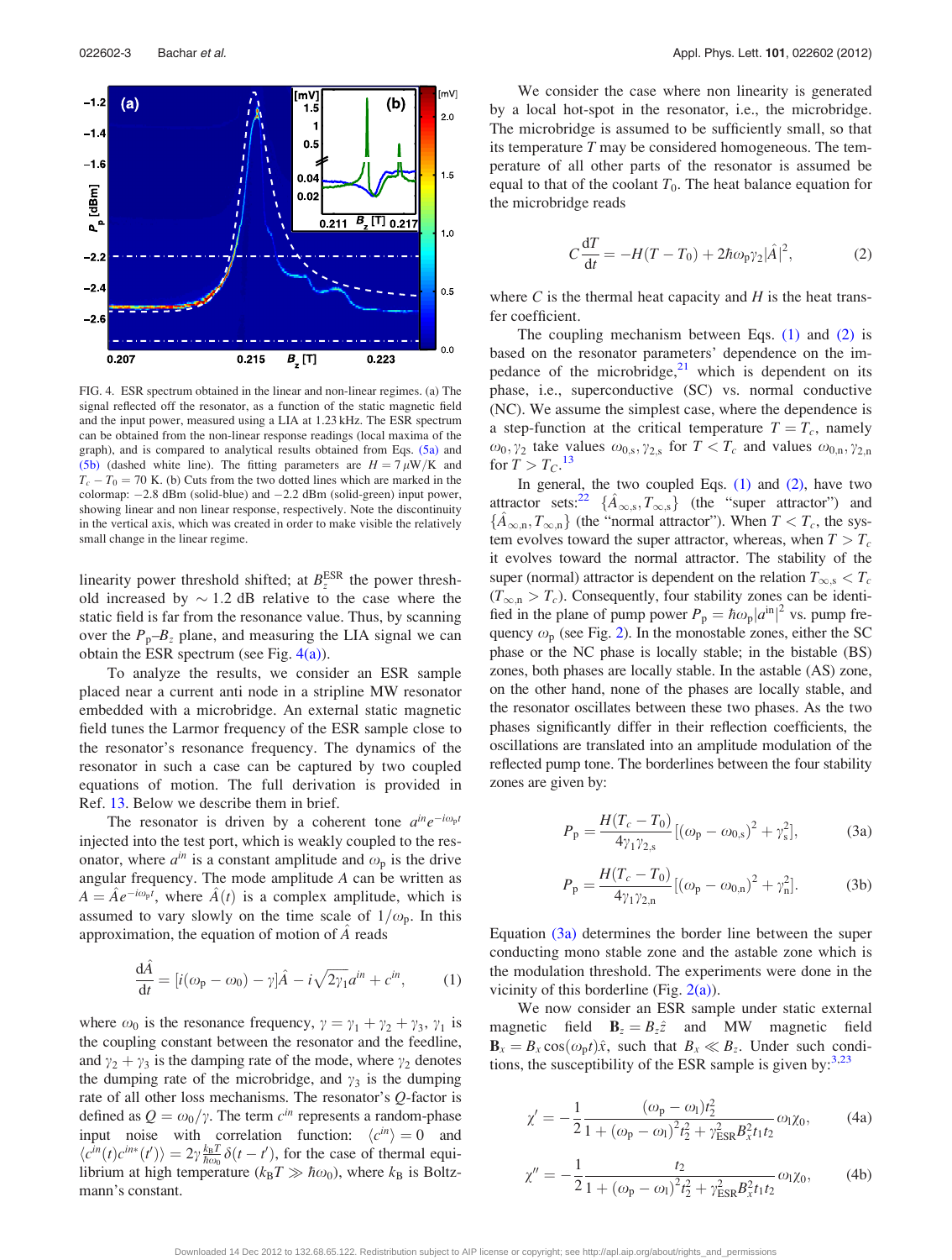FIG. 4. ESR spectrum obtained in the linear and non-linear regimes. (a) The signal reflected off the resonator, as a function of the static magnetic field and the input power, measured using a LIA at 1.23 kHz. The ESR spectrum can be obtained from the non-linear response readings (local maxima of the graph), and is compared to analytical results obtained from Eqs. (5a) and (5b) (dashed white line). The fitting parameters are $H = 7\,\mu$W/K and $T_c - T_0 = 70$ K. (b) Cuts from the two dotted lines which are marked in the colormap: −2.8 dBm (solid-blue) and −2.2 dBm (solid-green) input power, showing linear and non linear response, respectively. Note the discontinuity in the vertical axis, which was created in order to make visible the relatively small change in the linear regime.

linearity power threshold shifted; at $B_z^{\mathrm{ESR}}$ the power threshold increased by $\sim 1.2$ dB relative to the case where the static field is far from the resonance value. Thus, by scanning over the $P_p$–$B_z$ plane, and measuring the LIA signal we can obtain the ESR spectrum (see Fig. 4(a)).

To analyze the results, we consider an ESR sample placed near a current anti node in a stripline MW resonator embedded with a microbridge. An external static magnetic field tunes the Larmor frequency of the ESR sample close to the resonator's resonance frequency. The dynamics of the resonator in such a case can be captured by two coupled equations of motion. The full derivation is provided in Ref. 13. Below we describe them in brief.

The resonator is driven by a coherent tone $a^{in}e^{-i\omega_p t}$ injected into the test port, which is weakly coupled to the resonator, where $a^{in}$ is a constant amplitude and $\omega_p$ is the drive angular frequency. The mode amplitude $A$ can be written as $A = \hat{A}e^{-i\omega_p t}$, where $\hat{A}(t)$ is a complex amplitude, which is assumed to vary slowly on the time scale of $1/\omega_p$. In this approximation, the equation of motion of $\hat{A}$ reads

$$\frac{d\hat{A}}{dt} = [i(\omega_p - \omega_0) - \gamma]\hat{A} - i\sqrt{2\gamma_1}a^{in} + c^{in}, \tag{1}$$

where $\omega_0$ is the resonance frequency, $\gamma = \gamma_1 + \gamma_2 + \gamma_3$, $\gamma_1$ is the coupling constant between the resonator and the feedline, and $\gamma_2 + \gamma_3$ is the damping rate of the mode, where $\gamma_2$ denotes the dumping rate of the microbridge, and $\gamma_3$ is the dumping rate of all other loss mechanisms. The resonator's $Q$-factor is defined as $Q = \omega_0/\gamma$. The term $c^{in}$ represents a random-phase input noise with correlation function: $\langle c^{in}\rangle = 0$ and $\langle c^{in}(t)c^{in*}(t')\rangle = 2\gamma\frac{k_B T}{\hbar\omega_0}\delta(t - t')$, for the case of thermal equilibrium at high temperature ($k_B T \gg \hbar\omega_0$), where $k_B$ is Boltzmann's constant.

We consider the case where non linearity is generated by a local hot-spot in the resonator, i.e., the microbridge. The microbridge is assumed to be sufficiently small, so that its temperature $T$ may be considered homogeneous. The temperature of all other parts of the resonator is assumed be equal to that of the coolant $T_0$. The heat balance equation for the microbridge reads

$$C\frac{dT}{dt} = -H(T - T_0) + 2\hbar\omega_p\gamma_2|\hat{A}|^2, \tag{2}$$

where $C$ is the thermal heat capacity and $H$ is the heat transfer coefficient.

The coupling mechanism between Eqs. (1) and (2) is based on the resonator parameters' dependence on the impedance of the microbridge,[21] which is dependent on its phase, i.e., superconductive (SC) vs. normal conductive (NC). We assume the simplest case, where the dependence is a step-function at the critical temperature $T = T_c$, namely $\omega_0, \gamma_2$ take values $\omega_{0,s}, \gamma_{2,s}$ for $T < T_c$ and values $\omega_{0,n}, \gamma_{2,n}$ for $T > T_C$.[13]

In general, the two coupled Eqs. (1) and (2), have two attractor sets:[22] $\{\hat{A}_{\infty,s}, T_{\infty,s}\}$ (the "super attractor") and $\{\hat{A}_{\infty,n}, T_{\infty,n}\}$ (the "normal attractor"). When $T < T_c$, the system evolves toward the super attractor, whereas, when $T > T_c$ it evolves toward the normal attractor. The stability of the super (normal) attractor is dependent on the relation $T_{\infty,s} < T_c$ ($T_{\infty,n} > T_c$). Consequently, four stability zones can be identified in the plane of pump power $P_p = \hbar\omega_p|a^{in}|^2$ vs. pump frequency $\omega_p$ (see Fig. 2). In the monostable zones, either the SC phase or the NC phase is locally stable; in the bistable (BS) zones, both phases are locally stable. In the astable (AS) zone, on the other hand, none of the phases are locally stable, and the resonator oscillates between these two phases. As the two phases significantly differ in their reflection coefficients, the oscillations are translated into an amplitude modulation of the reflected pump tone. The borderlines between the four stability zones are given by:

$$P_p = \frac{H(T_c - T_0)}{4\gamma_1\gamma_{2,s}}[(\omega_p - \omega_{0,s})^2 + \gamma_s^2], \tag{3a}$$

$$P_p = \frac{H(T_c - T_0)}{4\gamma_1\gamma_{2,n}}[(\omega_p - \omega_{0,n})^2 + \gamma_n^2]. \tag{3b}$$

Equation (3a) determines the border line between the super conducting mono stable zone and the astable zone which is the modulation threshold. The experiments were done in the vicinity of this borderline (Fig. 2(a)).

We now consider an ESR sample under static external magnetic field $\mathbf{B}_z = B_z\hat{z}$ and MW magnetic field $\mathbf{B}_x = B_x\cos(\omega_p t)\hat{x}$, such that $B_x \ll B_z$. Under such conditions, the susceptibility of the ESR sample is given by:[3,23]

$$\chi' = -\frac{1}{2}\frac{(\omega_p - \omega_1)t_2^2}{1 + (\omega_p - \omega_1)^2 t_2^2 + \gamma_{\mathrm{ESR}}^2 B_x^2 t_1 t_2}\omega_1\chi_0, \tag{4a}$$

$$\chi'' = -\frac{1}{2}\frac{t_2}{1 + (\omega_p - \omega_1)^2 t_2^2 + \gamma_{\mathrm{ESR}}^2 B_x^2 t_1 t_2}\omega_1\chi_0, \tag{4b}$$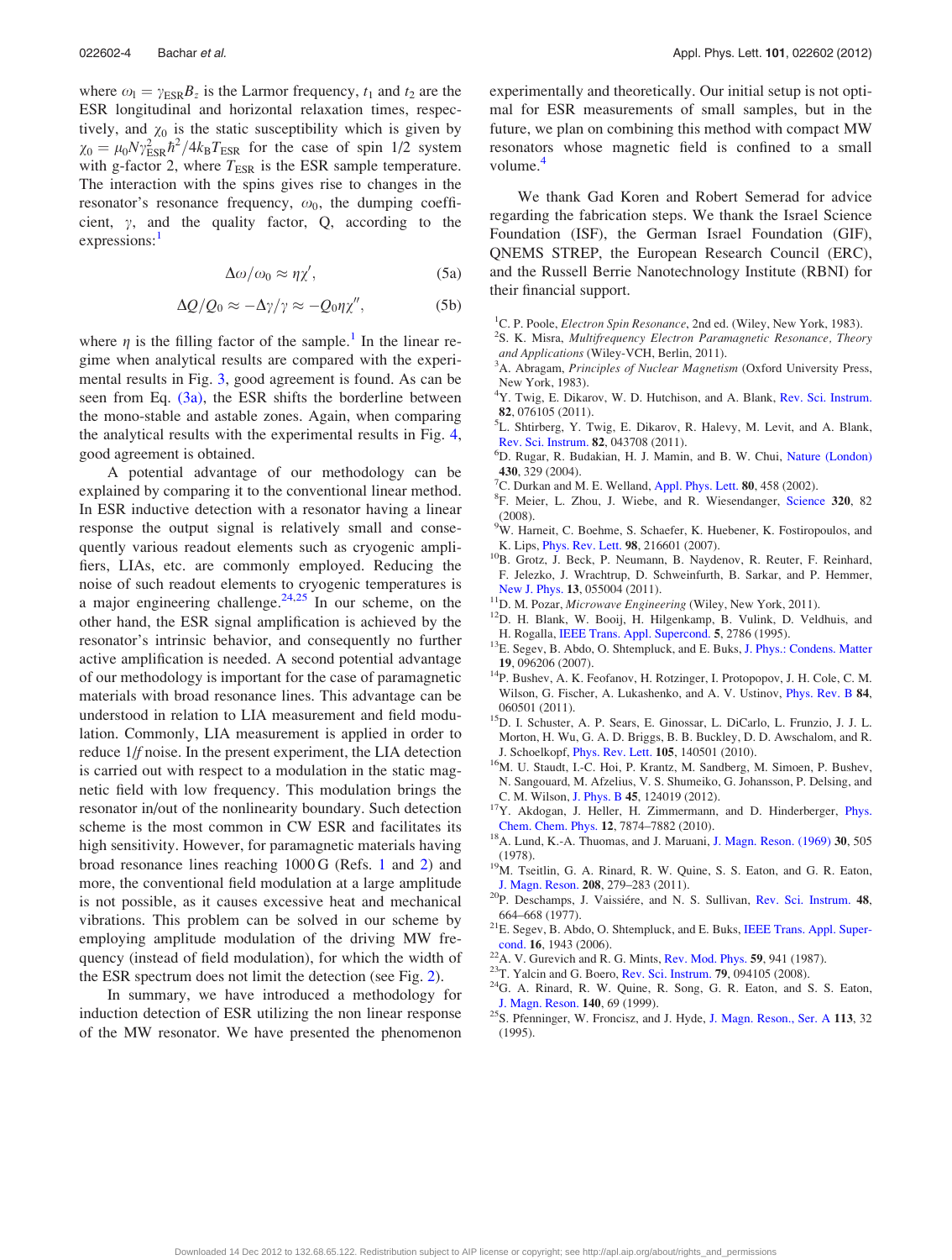where $\omega_1 = \gamma_{\rm ESR} B_z$ is the Larmor frequency, $t_1$ and $t_2$ are the ESR longitudinal and horizontal relaxation times, respectively, and $\chi_0$ is the static susceptibility which is given by $\chi_0 = \mu_0 N \gamma_{\rm ESR}^2 \hbar^2 / 4 k_B T_{\rm ESR}$ for the case of spin 1/2 system with g-factor 2, where $T_{\rm ESR}$ is the ESR sample temperature. The interaction with the spins gives rise to changes in the resonator's resonance frequency, $\omega_0$, the dumping coefficient, $\gamma$, and the quality factor, Q, according to the expressions:[1]

$$\Delta\omega/\omega_0 \approx \eta\chi', \tag{5a}$$

$$\Delta Q/Q_0 \approx -\Delta\gamma/\gamma \approx -Q_0\eta\chi'', \tag{5b}$$

where $\eta$ is the filling factor of the sample.[1] In the linear regime when analytical results are compared with the experimental results in Fig. 3, good agreement is found. As can be seen from Eq. (3a), the ESR shifts the borderline between the mono-stable and astable zones. Again, when comparing the analytical results with the experimental results in Fig. 4, good agreement is obtained.

A potential advantage of our methodology can be explained by comparing it to the conventional linear method. In ESR inductive detection with a resonator having a linear response the output signal is relatively small and consequently various readout elements such as cryogenic amplifiers, LIAs, etc. are commonly employed. Reducing the noise of such readout elements to cryogenic temperatures is a major engineering challenge.[24,25] In our scheme, on the other hand, the ESR signal amplification is achieved by the resonator's intrinsic behavior, and consequently no further active amplification is needed. A second potential advantage of our methodology is important for the case of paramagnetic materials with broad resonance lines. This advantage can be understood in relation to LIA measurement and field modulation. Commonly, LIA measurement is applied in order to reduce 1/*f* noise. In the present experiment, the LIA detection is carried out with respect to a modulation in the static magnetic field with low frequency. This modulation brings the resonator in/out of the nonlinearity boundary. Such detection scheme is the most common in CW ESR and facilitates its high sensitivity. However, for paramagnetic materials having broad resonance lines reaching 1000 G (Refs. 1 and 2) and more, the conventional field modulation at a large amplitude is not possible, as it causes excessive heat and mechanical vibrations. This problem can be solved in our scheme by employing amplitude modulation of the driving MW frequency (instead of field modulation), for which the width of the ESR spectrum does not limit the detection (see Fig. 2).

In summary, we have introduced a methodology for induction detection of ESR utilizing the non linear response of the MW resonator. We have presented the phenomenon experimentally and theoretically. Our initial setup is not optimal for ESR measurements of small samples, but in the future, we plan on combining this method with compact MW resonators whose magnetic field is confined to a small volume.[4]

We thank Gad Koren and Robert Semerad for advice regarding the fabrication steps. We thank the Israel Science Foundation (ISF), the German Israel Foundation (GIF), QNEMS STREP, the European Research Council (ERC), and the Russell Berrie Nanotechnology Institute (RBNI) for their financial support.

[1] C. P. Poole, *Electron Spin Resonance*, 2nd ed. (Wiley, New York, 1983).
[2] S. K. Misra, *Multifrequency Electron Paramagnetic Resonance, Theory and Applications* (Wiley-VCH, Berlin, 2011).
[3] A. Abragam, *Principles of Nuclear Magnetism* (Oxford University Press, New York, 1983).
[4] Y. Twig, E. Dikarov, W. D. Hutchison, and A. Blank, Rev. Sci. Instrum. **82**, 076105 (2011).
[5] L. Shtirberg, Y. Twig, E. Dikarov, R. Halevy, M. Levit, and A. Blank, Rev. Sci. Instrum. **82**, 043708 (2011).
[6] D. Rugar, R. Budakian, H. J. Mamin, and B. W. Chui, Nature (London) **430**, 329 (2004).
[7] C. Durkan and M. E. Welland, Appl. Phys. Lett. **80**, 458 (2002).
[8] F. Meier, L. Zhou, J. Wiebe, and R. Wiesendanger, Science **320**, 82 (2008).
[9] W. Harneit, C. Boehme, S. Schaefer, K. Huebener, K. Fostiropoulos, and K. Lips, Phys. Rev. Lett. **98**, 216601 (2007).
[10] B. Grotz, J. Beck, P. Neumann, B. Naydenov, R. Reuter, F. Reinhard, F. Jelezko, J. Wrachtrup, D. Schweinfurth, B. Sarkar, and P. Hemmer, New J. Phys. **13**, 055004 (2011).
[11] D. M. Pozar, *Microwave Engineering* (Wiley, New York, 2011).
[12] D. H. Blank, W. Booij, H. Hilgenkamp, B. Vulink, D. Veldhuis, and H. Rogalla, IEEE Trans. Appl. Supercond. **5**, 2786 (1995).
[13] E. Segev, B. Abdo, O. Shtempluck, and E. Buks, J. Phys.: Condens. Matter **19**, 096206 (2007).
[14] P. Bushev, A. K. Feofanov, H. Rotzinger, I. Protopopov, J. H. Cole, C. M. Wilson, G. Fischer, A. Lukashenko, and A. V. Ustinov, Phys. Rev. B **84**, 060501 (2011).
[15] D. I. Schuster, A. P. Sears, E. Ginossar, L. DiCarlo, L. Frunzio, J. J. L. Morton, H. Wu, G. A. D. Briggs, B. B. Buckley, D. D. Awschalom, and R. J. Schoelkopf, Phys. Rev. Lett. **105**, 140501 (2010).
[16] M. U. Staudt, I.-C. Hoi, P. Krantz, M. Sandberg, M. Simoen, P. Bushev, N. Sangouard, M. Afzelius, V. S. Shumeiko, G. Johansson, P. Delsing, and C. M. Wilson, J. Phys. B **45**, 124019 (2012).
[17] Y. Akdogan, J. Heller, H. Zimmermann, and D. Hinderberger, Phys. Chem. Chem. Phys. **12**, 7874–7882 (2010).
[18] A. Lund, K.-A. Thuomas, and J. Maruani, J. Magn. Reson. (1969) **30**, 505 (1978).
[19] M. Tseitlin, G. A. Rinard, R. W. Quine, S. S. Eaton, and G. R. Eaton, J. Magn. Reson. **208**, 279–283 (2011).
[20] P. Deschamps, J. Vaissiére, and N. S. Sullivan, Rev. Sci. Instrum. **48**, 664–668 (1977).
[21] E. Segev, B. Abdo, O. Shtempluck, and E. Buks, IEEE Trans. Appl. Supercond. **16**, 1943 (2006).
[22] A. V. Gurevich and R. G. Mints, Rev. Mod. Phys. **59**, 941 (1987).
[23] T. Yalcin and G. Boero, Rev. Sci. Instrum. **79**, 094105 (2008).
[24] G. A. Rinard, R. W. Quine, R. Song, G. R. Eaton, and S. S. Eaton, J. Magn. Reson. **140**, 69 (1999).
[25] S. Pfenninger, W. Froncisz, and J. Hyde, J. Magn. Reson., Ser. A **113**, 32 (1995).